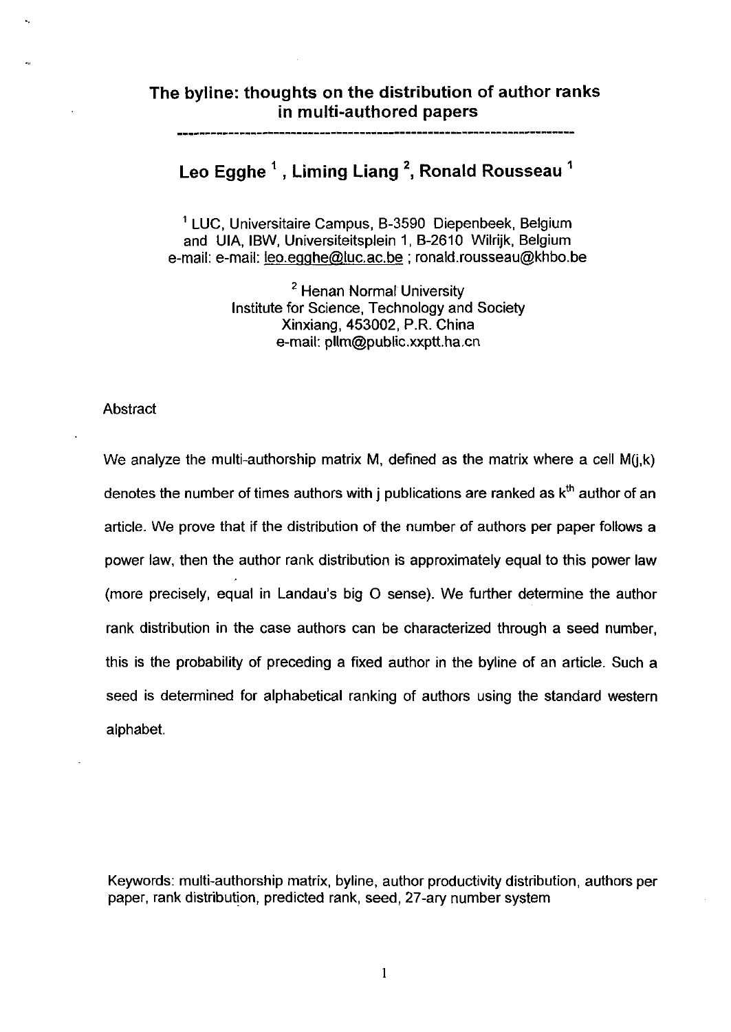# The byline: thoughts on the distribution of author ranks in multi-authored papers

## Leo Egghe [1] , Liming Liang [2], Ronald Rousseau [1]

[1] LUC, Universitaire Campus, B-3590 Diepenbeek, Belgium
and UIA, IBW, Universiteitsplein 1, B-2610 Wilrijk, Belgium
e-mail: e-mail: leo.egghe@luc.ac.be ; ronald.rousseau@khbo.be

[2] Henan Normal University
Institute for Science, Technology and Society
Xinxiang, 453002, P.R. China
e-mail: pllm@public.xxptt.ha.cn

Abstract

We analyze the multi-authorship matrix M, defined as the matrix where a cell M(j,k) denotes the number of times authors with j publications are ranked as $k^{th}$ author of an article. We prove that if the distribution of the number of authors per paper follows a power law, then the author rank distribution is approximately equal to this power law (more precisely, equal in Landau's big O sense). We further determine the author rank distribution in the case authors can be characterized through a seed number, this is the probability of preceding a fixed author in the byline of an article. Such a seed is determined for alphabetical ranking of authors using the standard western alphabet.

Keywords: multi-authorship matrix, byline, author productivity distribution, authors per paper, rank distribution, predicted rank, seed, 27-ary number system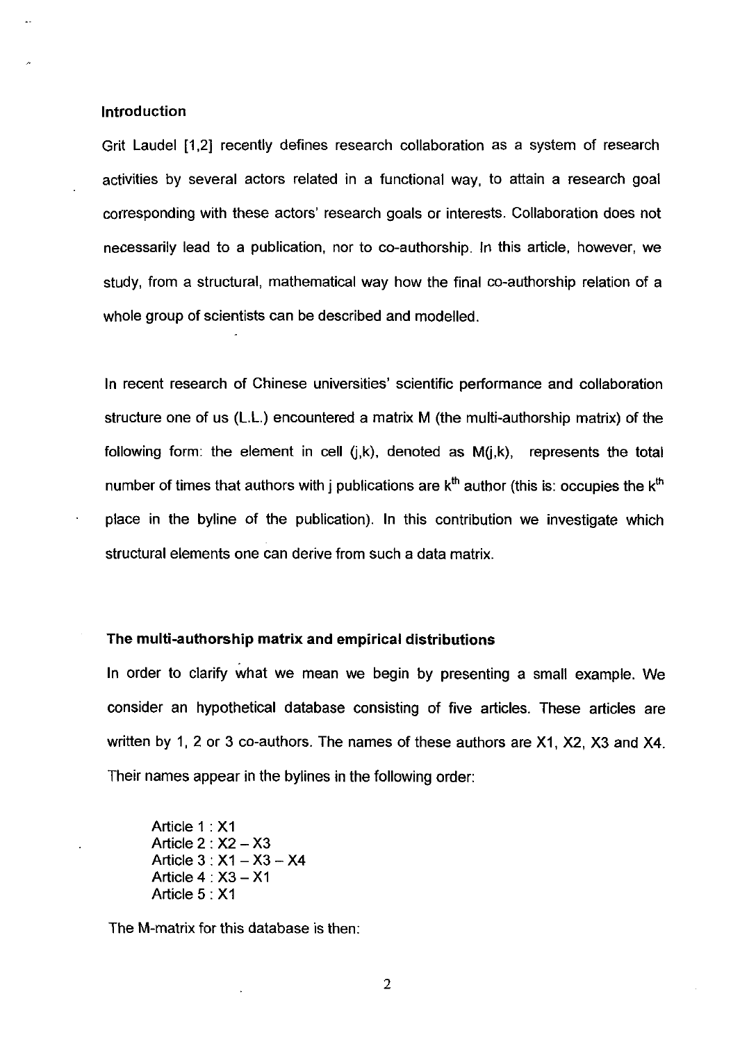## Introduction

Grit Laudel [1,2] recently defines research collaboration as a system of research activities by several actors related in a functional way, to attain a research goal corresponding with these actors' research goals or interests. Collaboration does not necessarily lead to a publication, nor to co-authorship. In this article, however, we study, from a structural, mathematical way how the final co-authorship relation of a whole group of scientists can be described and modelled.

In recent research of Chinese universities' scientific performance and collaboration structure one of us (L.L.) encountered a matrix M (the multi-authorship matrix) of the following form: the element in cell (j,k), denoted as M(j,k), represents the total number of times that authors with j publications are $k^{th}$ author (this is: occupies the $k^{th}$ place in the byline of the publication). In this contribution we investigate which structural elements one can derive from such a data matrix.

## The multi-authorship matrix and empirical distributions

In order to clarify what we mean we begin by presenting a small example. We consider an hypothetical database consisting of five articles. These articles are written by 1, 2 or 3 co-authors. The names of these authors are X1, X2, X3 and X4. Their names appear in the bylines in the following order:

Article 1 : X1
Article 2 : X2 – X3
Article 3 : X1 – X3 – X4
Article 4 : X3 – X1
Article 5 : X1

The M-matrix for this database is then: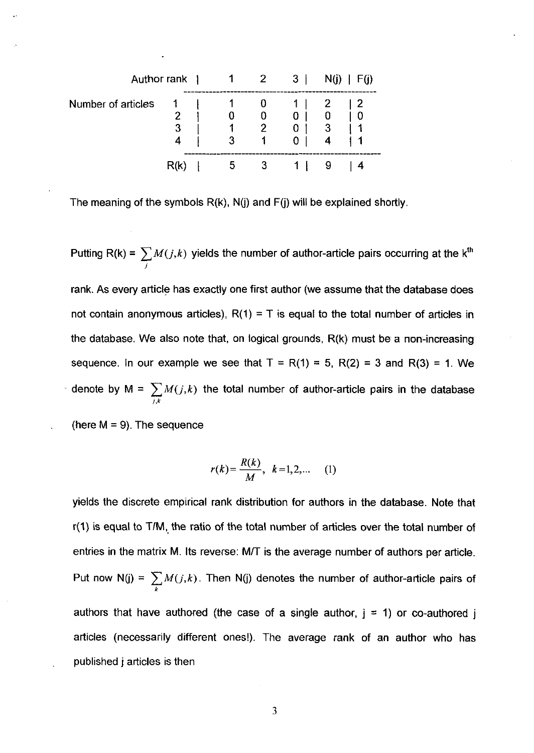| | Author rank | 1 | 2 | 3 | N(j) | F(j) |
|---|---|---|---|---|---|---|
| Number of articles | 1 | 1 | 0 | 1 | 2 | 2 |
| | 2 | 0 | 0 | 0 | 0 | 0 |
| | 3 | 1 | 2 | 0 | 3 | 1 |
| | 4 | 3 | 1 | 0 | 4 | 1 |
| | R(k) | 5 | 3 | 1 | 9 | 4 |

The meaning of the symbols R(k), N(j) and F(j) will be explained shortly.

Putting R(k) = $\sum_j M(j,k)$ yields the number of author-article pairs occurring at the k$^{th}$ rank. As every article has exactly one first author (we assume that the database does not contain anonymous articles), R(1) = T is equal to the total number of articles in the database. We also note that, on logical grounds, R(k) must be a non-increasing sequence. In our example we see that T = R(1) = 5, R(2) = 3 and R(3) = 1. We denote by M = $\sum_{j,k} M(j,k)$ the total number of author-article pairs in the database (here M = 9). The sequence

$$r(k) = \frac{R(k)}{M}, \quad k = 1,2,... \qquad (1)$$

yields the discrete empirical rank distribution for authors in the database. Note that r(1) is equal to T/M, the ratio of the total number of articles over the total number of entries in the matrix M. Its reverse: M/T is the average number of authors per article. Put now N(j) = $\sum_k M(j,k)$. Then N(j) denotes the number of author-article pairs of authors that have authored (the case of a single author, j = 1) or co-authored j articles (necessarily different ones!). The average rank of an author who has published j articles is then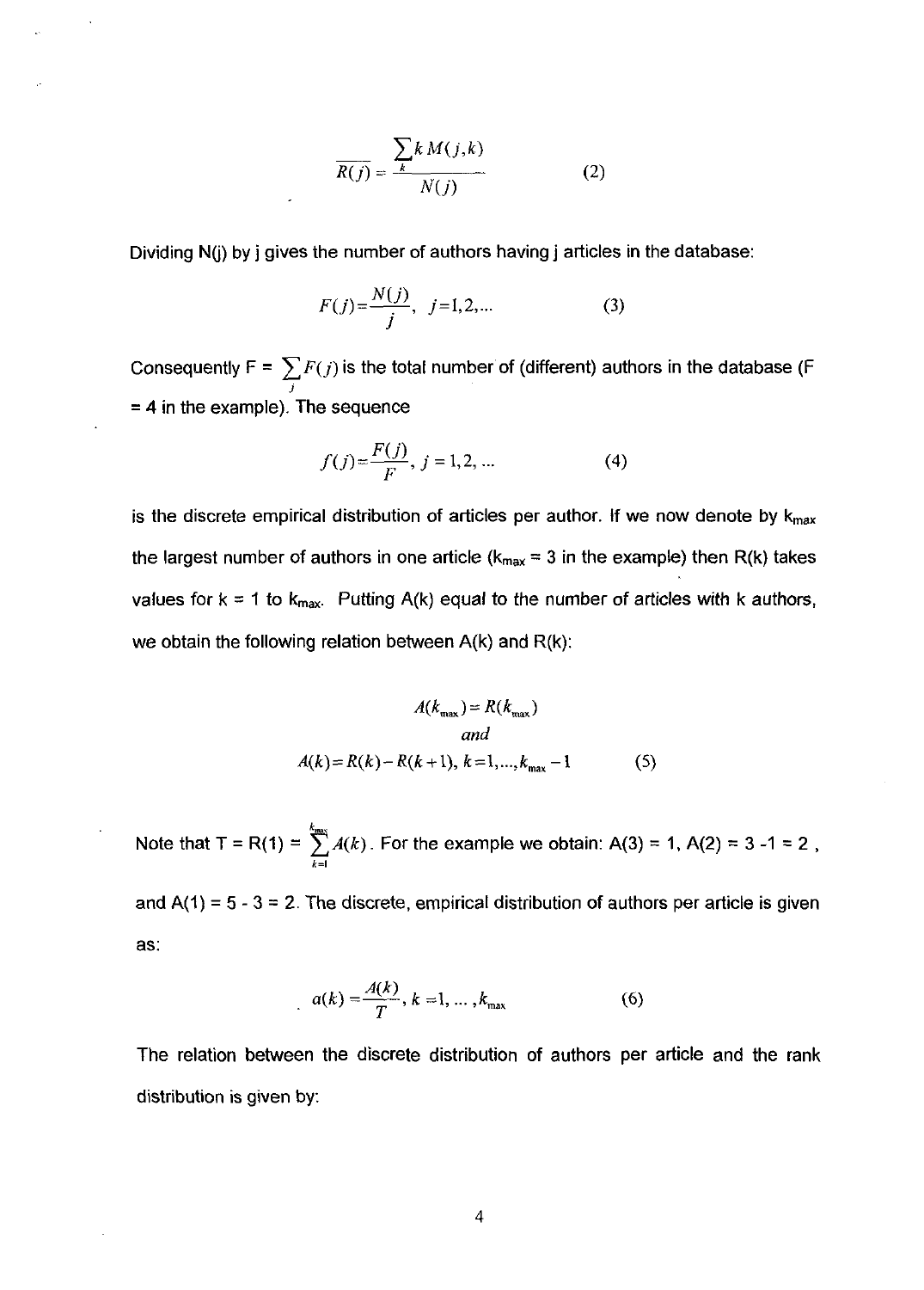$$\overline{R(j)} = \frac{\sum_k k\,M(j,k)}{N(j)} \qquad (2)$$

Dividing N(j) by j gives the number of authors having j articles in the database:

$$F(j) = \frac{N(j)}{j}, \quad j = 1, 2, \ldots \qquad (3)$$

Consequently F = $\sum_j F(j)$ is the total number of (different) authors in the database (F = 4 in the example). The sequence

$$f(j) = \frac{F(j)}{F}, \quad j = 1, 2, \ldots \qquad (4)$$

is the discrete empirical distribution of articles per author. If we now denote by $k_{max}$ the largest number of authors in one article ($k_{max}$ = 3 in the example) then R(k) takes values for k = 1 to $k_{max}$. Putting A(k) equal to the number of articles with k authors, we obtain the following relation between A(k) and R(k):

$$\begin{gathered} A(k_{max}) = R(k_{max}) \\ and \\ A(k) = R(k) - R(k+1), \; k = 1, \ldots, k_{max} - 1 \end{gathered} \qquad (5)$$

Note that T = R(1) = $\sum_{k=1}^{k_{max}} A(k)$. For the example we obtain: A(3) = 1, A(2) = 3 - 1 = 2, and A(1) = 5 - 3 = 2. The discrete, empirical distribution of authors per article is given as:

$$a(k) = \frac{A(k)}{T}, \quad k = 1, \ldots, k_{max} \qquad (6)$$

The relation between the discrete distribution of authors per article and the rank distribution is given by: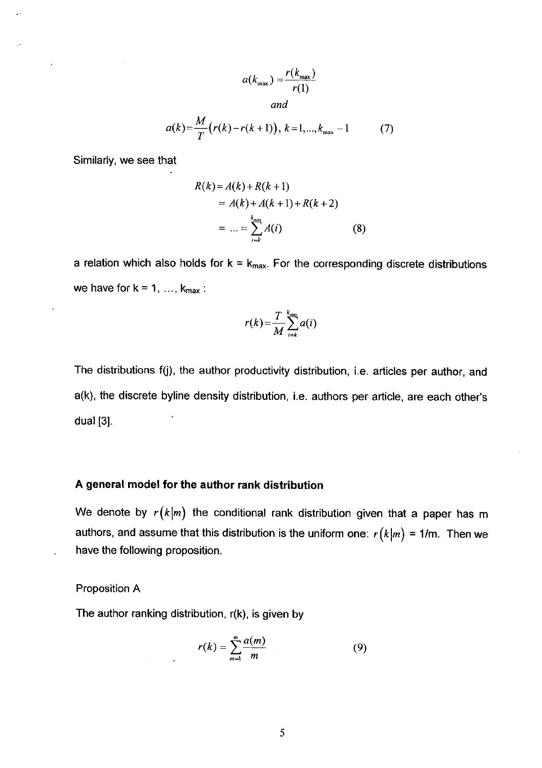$$a(k_{\max}) = \frac{r(k_{\max})}{r(1)}$$

*and*

$$a(k) = \frac{M}{T}\left(r(k) - r(k+1)\right),\ k = 1, \ldots, k_{\max} - 1 \qquad (7)$$

Similarly, we see that

$$\begin{aligned} R(k) &= A(k) + R(k+1) \\ &= A(k) + A(k+1) + R(k+2) \\ &= \ldots = \sum_{i=k}^{k_{\max}} A(i) \end{aligned} \qquad (8)$$

a relation which also holds for k = $k_{\max}$. For the corresponding discrete distributions we have for k = 1, ..., $k_{\max}$ :

$$r(k) = \frac{T}{M} \sum_{i=k}^{k_{\max}} a(i)$$

The distributions f(j), the author productivity distribution, i.e. articles per author, and a(k), the discrete byline density distribution, i.e. authors per article, are each other's dual [3].

## A general model for the author rank distribution

We denote by $r(k|m)$ the conditional rank distribution given that a paper has m authors, and assume that this distribution is the uniform one: $r(k|m)$ = 1/m. Then we have the following proposition.

Proposition A

The author ranking distribution, r(k), is given by

$$r(k) = \sum_{m=k}^{\infty} \frac{a(m)}{m} \qquad (9)$$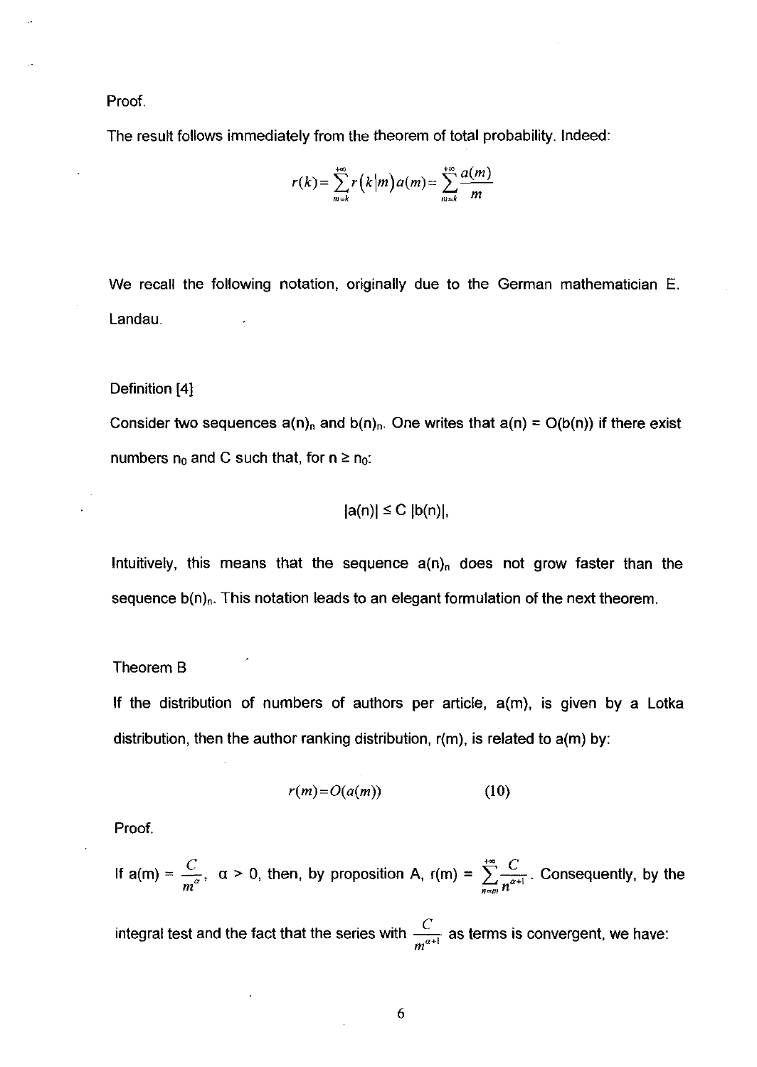Proof.

The result follows immediately from the theorem of total probability. Indeed:

$$r(k)=\sum_{m=k}^{+\infty} r(k|m)\,a(m)=\sum_{m=k}^{+\infty}\frac{a(m)}{m}$$

We recall the following notation, originally due to the German mathematician E. Landau.

Definition [4]

Consider two sequences $a(n)_n$ and $b(n)_n$. One writes that $a(n) = O(b(n))$ if there exist numbers $n_0$ and C such that, for $n \geq n_0$:

$$|a(n)| \leq C\,|b(n)|,$$

Intuitively, this means that the sequence $a(n)_n$ does not grow faster than the sequence $b(n)_n$. This notation leads to an elegant formulation of the next theorem.

Theorem B

If the distribution of numbers of authors per article, a(m), is given by a Lotka distribution, then the author ranking distribution, r(m), is related to a(m) by:

$$r(m)=O(a(m)) \qquad (10)$$

Proof.

If $a(m) = \frac{C}{m^{\alpha}}$, $\alpha > 0$, then, by proposition A, $r(m) = \sum_{n=m}^{+\infty}\frac{C}{n^{\alpha+1}}$. Consequently, by the integral test and the fact that the series with $\frac{C}{m^{\alpha+1}}$ as terms is convergent, we have: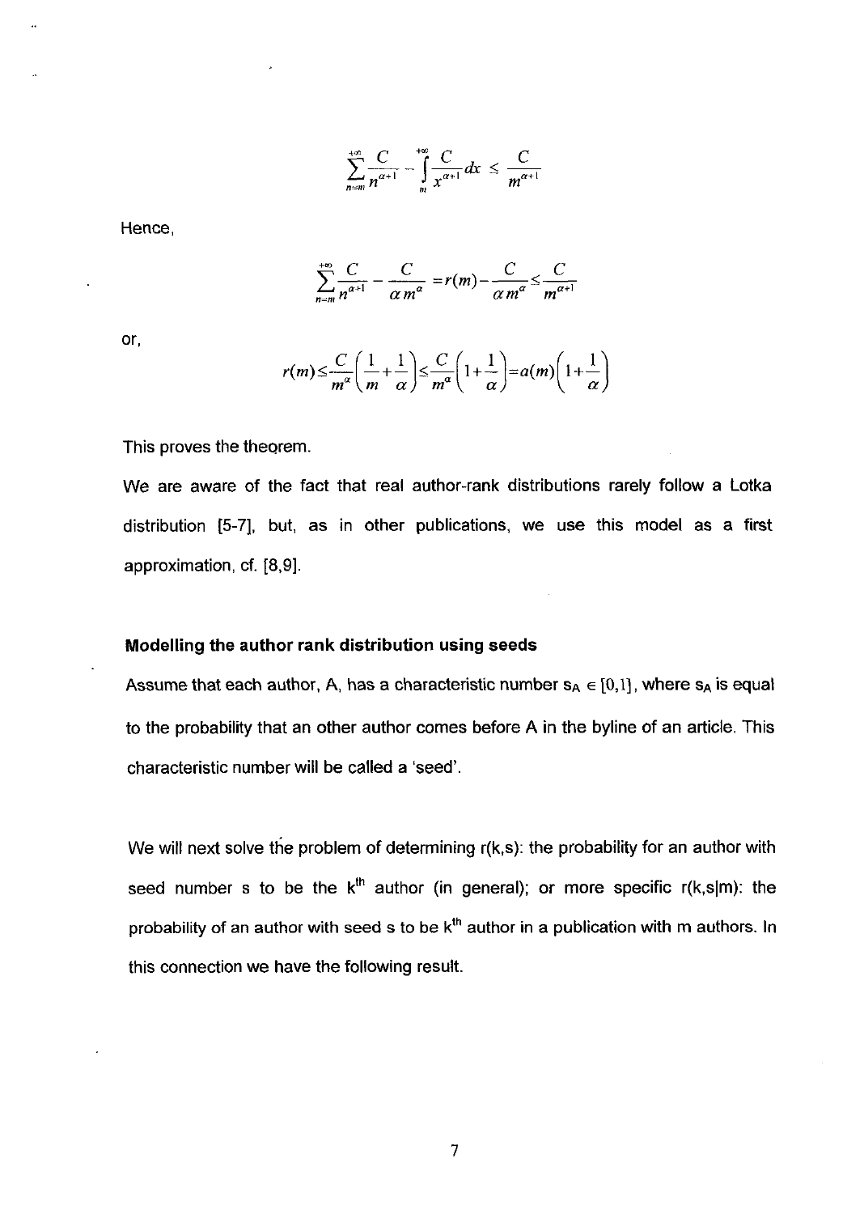$$\sum_{n=m}^{+\infty} \frac{C}{n^{\alpha+1}} - \int_{m}^{+\infty} \frac{C}{x^{\alpha+1}} dx \leq \frac{C}{m^{\alpha+1}}$$

Hence,

$$\sum_{n=m}^{+\infty} \frac{C}{n^{\alpha+1}} - \frac{C}{\alpha\, m^{\alpha}} = r(m) - \frac{C}{\alpha\, m^{\alpha}} \leq \frac{C}{m^{\alpha+1}}$$

or,

$$r(m) \leq \frac{C}{m^{\alpha}}\left(\frac{1}{m} + \frac{1}{\alpha}\right) \leq \frac{C}{m^{\alpha}}\left(1 + \frac{1}{\alpha}\right) = a(m)\left(1 + \frac{1}{\alpha}\right)$$

This proves the theorem.

We are aware of the fact that real author-rank distributions rarely follow a Lotka distribution [5-7], but, as in other publications, we use this model as a first approximation, cf. [8,9].

**Modelling the author rank distribution using seeds**

Assume that each author, A, has a characteristic number $s_A \in [0,1]$, where $s_A$ is equal to the probability that an other author comes before A in the byline of an article. This characteristic number will be called a 'seed'.

We will next solve the problem of determining r(k,s): the probability for an author with seed number s to be the $k^{th}$ author (in general); or more specific r(k,s|m): the probability of an author with seed s to be $k^{th}$ author in a publication with m authors. In this connection we have the following result.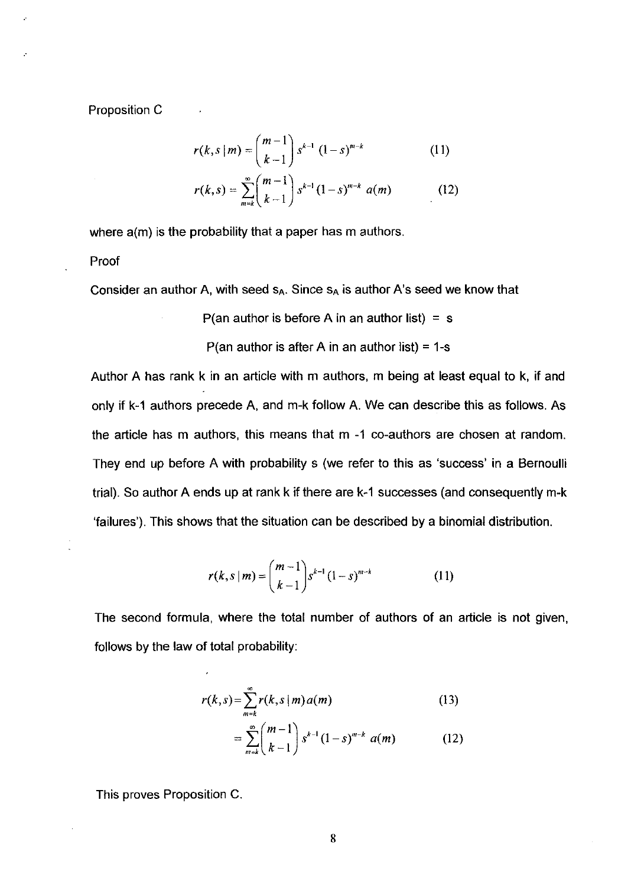Proposition C

$$r(k,s \mid m) = \binom{m-1}{k-1} s^{k-1} (1-s)^{m-k} \qquad (11)$$

$$r(k,s) = \sum_{m=k}^{\infty} \binom{m-1}{k-1} s^{k-1} (1-s)^{m-k} \, a(m) \qquad (12)$$

where a(m) is the probability that a paper has m authors.

Proof

Consider an author A, with seed $s_A$. Since $s_A$ is author A's seed we know that

P(an author is before A in an author list) = s

P(an author is after A in an author list) = 1-s

Author A has rank k in an article with m authors, m being at least equal to k, if and only if k-1 authors precede A, and m-k follow A. We can describe this as follows. As the article has m authors, this means that m -1 co-authors are chosen at random. They end up before A with probability s (we refer to this as 'success' in a Bernoulli trial). So author A ends up at rank k if there are k-1 successes (and consequently m-k 'failures'). This shows that the situation can be described by a binomial distribution.

$$r(k,s \mid m) = \binom{m-1}{k-1} s^{k-1} (1-s)^{m-k} \qquad (11)$$

The second formula, where the total number of authors of an article is not given, follows by the law of total probability:

$$r(k,s) = \sum_{m=k}^{\infty} r(k,s \mid m)\, a(m) \qquad (13)$$

$$= \sum_{m=k}^{\infty} \binom{m-1}{k-1} s^{k-1} (1-s)^{m-k} \, a(m) \qquad (12)$$

This proves Proposition C.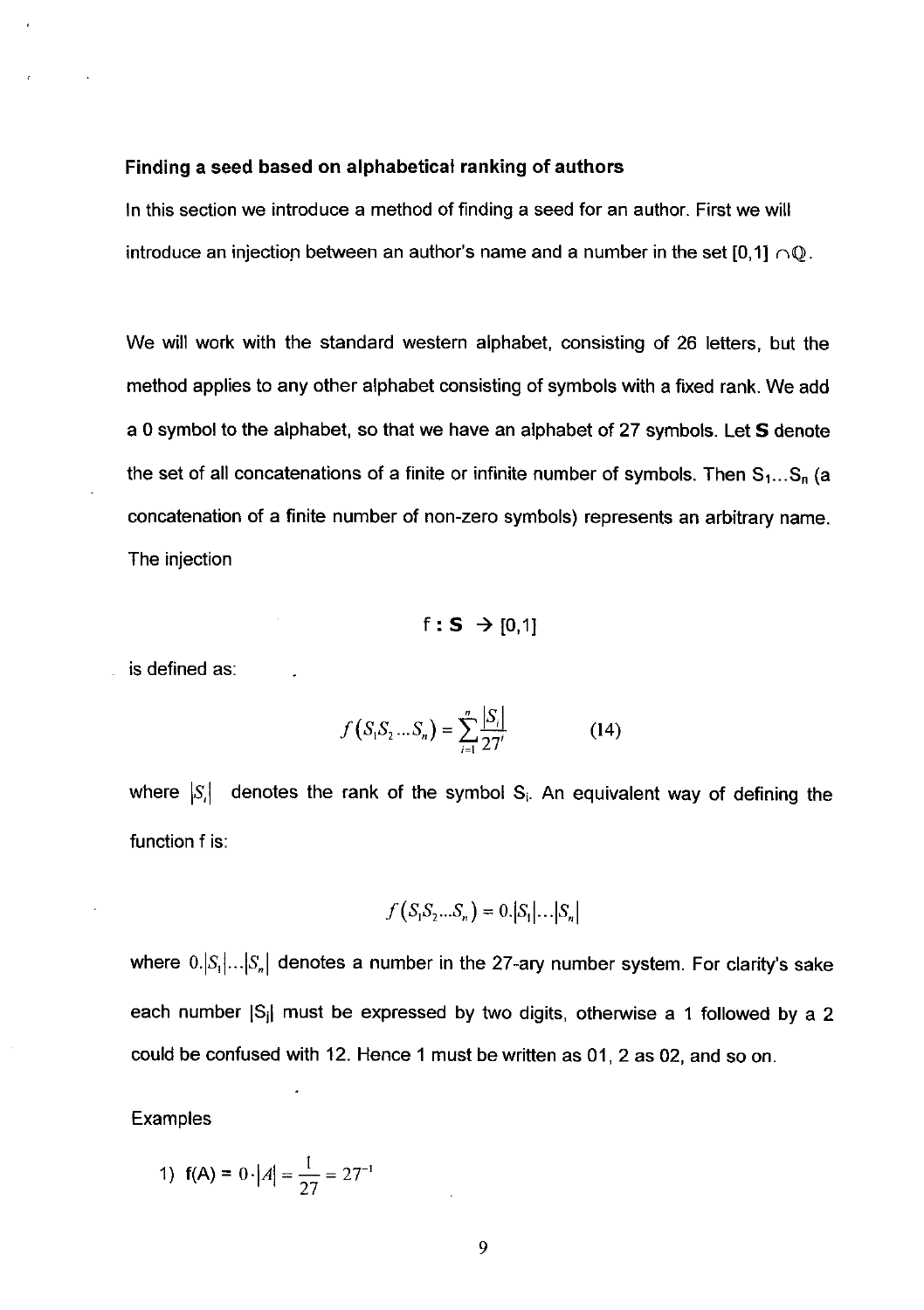**Finding a seed based on alphabetical ranking of authors**

In this section we introduce a method of finding a seed for an author. First we will introduce an injection between an author's name and a number in the set $[0,1] \cap \mathbb{Q}$.

We will work with the standard western alphabet, consisting of 26 letters, but the method applies to any other alphabet consisting of symbols with a fixed rank. We add a 0 symbol to the alphabet, so that we have an alphabet of 27 symbols. Let **S** denote the set of all concatenations of a finite or infinite number of symbols. Then $S_1 \dots S_n$ (a concatenation of a finite number of non-zero symbols) represents an arbitrary name. The injection

$$f : \mathbf{S} \rightarrow [0,1]$$

is defined as:

$$f\left(S_1 S_2 \dots S_n\right) = \sum_{i=1}^{n} \frac{|S_i|}{27^i} \qquad (14)$$

where $|S_i|$ denotes the rank of the symbol $S_i$. An equivalent way of defining the function f is:

$$f\left(S_1 S_2 \dots S_n\right) = 0.|S_1| \dots |S_n|$$

where $0.|S_1| \dots |S_n|$ denotes a number in the 27-ary number system. For clarity's sake each number $|S_i|$ must be expressed by two digits, otherwise a 1 followed by a 2 could be confused with 12. Hence 1 must be written as 01, 2 as 02, and so on.

Examples

1) $f(A) = 0 \cdot |A| = \frac{1}{27} = 27^{-1}$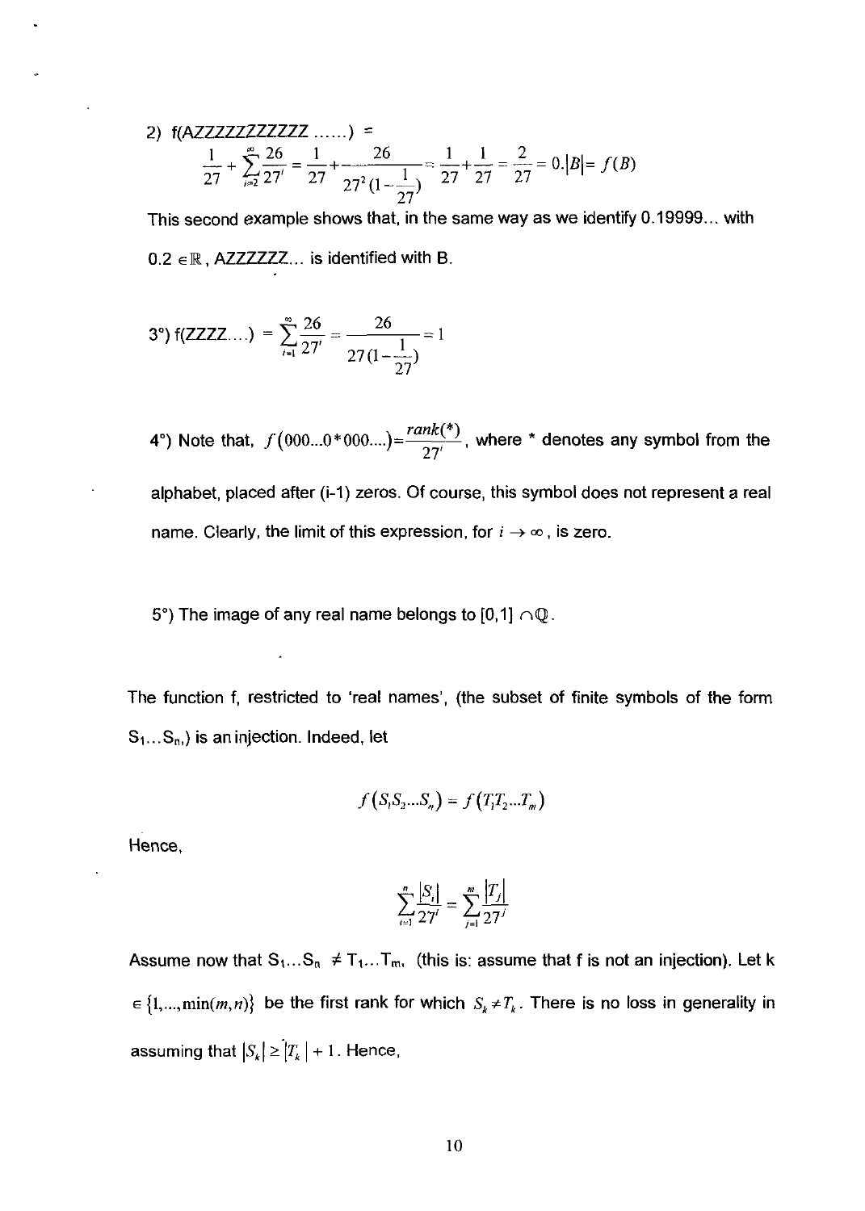2) f(AZZZZZZZZZZZ ......) =

$$\frac{1}{27}+\sum_{i=2}^{\infty}\frac{26}{27^i}=\frac{1}{27}+\frac{26}{27^2(1-\frac{1}{27})}=\frac{1}{27}+\frac{1}{27}=\frac{2}{27}=0.|B|=f(B)$$

This second example shows that, in the same way as we identify 0.19999... with $0.2 \in \mathbb{R}$, AZZZZZZ... is identified with B.

3°) f(ZZZZ....) $=\sum_{i=1}^{\infty}\frac{26}{27^i}=\frac{26}{27(1-\frac{1}{27})}=1$

4°) Note that, $f(000...0*000....)=\frac{rank(*)}{27^i}$, where * denotes any symbol from the alphabet, placed after (i-1) zeros. Of course, this symbol does not represent a real name. Clearly, the limit of this expression, for $i \to \infty$, is zero.

5°) The image of any real name belongs to $[0,1] \cap \mathbb{Q}$.

The function f, restricted to 'real names', (the subset of finite symbols of the form $S_1...S_n$,) is an injection. Indeed, let

$$f(S_1S_2...S_n)=f(T_1T_2...T_m)$$

Hence,

$$\sum_{i=1}^{n}\frac{|S_i|}{27^i}=\sum_{j=1}^{m}\frac{|T_j|}{27^j}$$

Assume now that $S_1...S_n \neq T_1...T_m$, (this is: assume that f is not an injection). Let k $\in \{1,...,\min(m,n)\}$ be the first rank for which $S_k \neq T_k$. There is no loss in generality in assuming that $|S_k| \geq |T_k|+1$. Hence,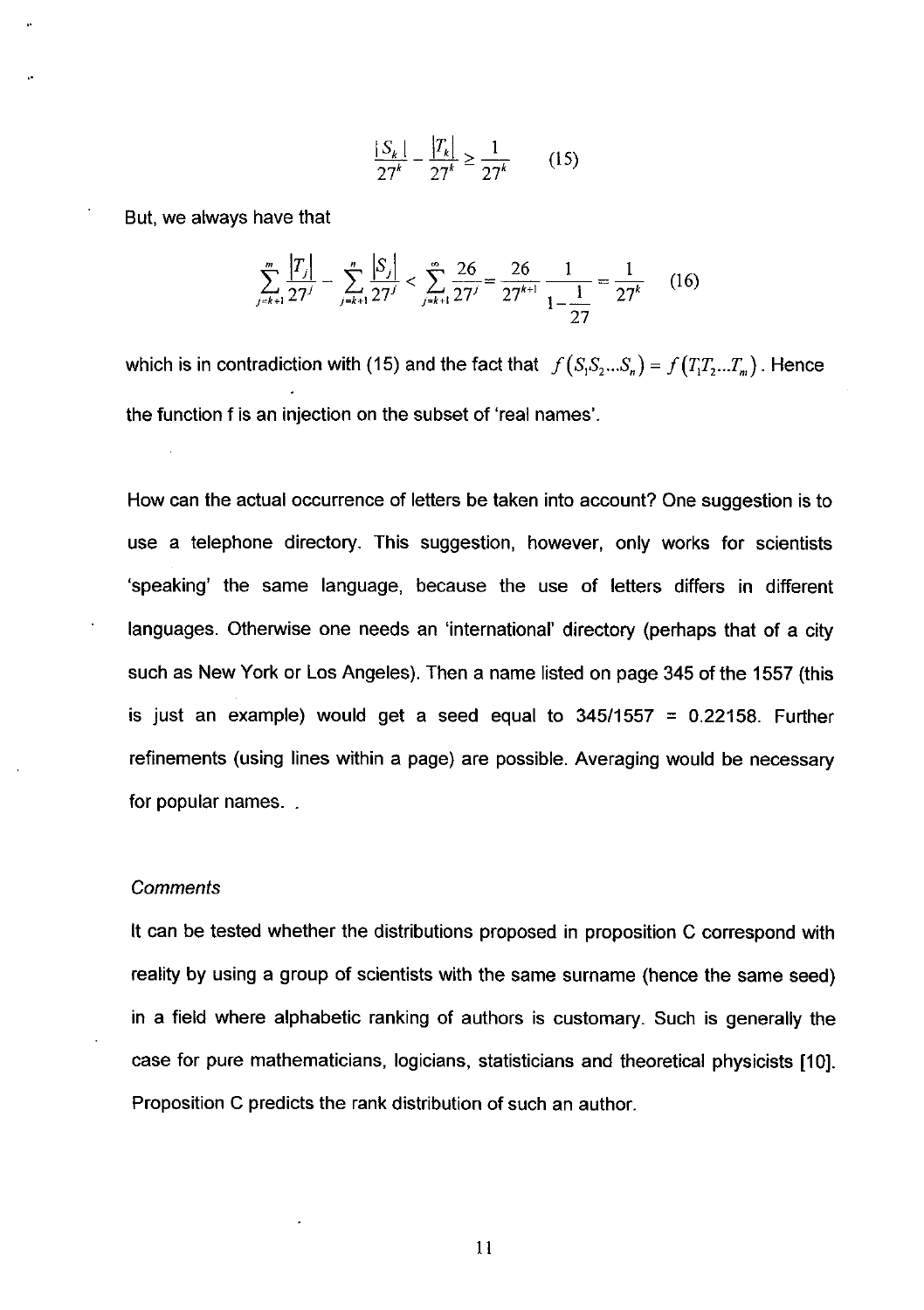$$\frac{|S_k|}{27^k} - \frac{|T_k|}{27^k} \geq \frac{1}{27^k} \qquad (15)$$

But, we always have that

$$\sum_{j=k+1}^{m} \frac{|T_j|}{27^j} - \sum_{j=k+1}^{n} \frac{|S_j|}{27^j} < \sum_{j=k+1}^{\infty} \frac{26}{27^j} = \frac{26}{27^{k+1}} \frac{1}{1-\frac{1}{27}} = \frac{1}{27^k} \qquad (16)$$

which is in contradiction with (15) and the fact that $f(S_1S_2...S_n) = f(T_1T_2...T_m)$. Hence the function f is an injection on the subset of 'real names'.

How can the actual occurrence of letters be taken into account? One suggestion is to use a telephone directory. This suggestion, however, only works for scientists 'speaking' the same language, because the use of letters differs in different languages. Otherwise one needs an 'international' directory (perhaps that of a city such as New York or Los Angeles). Then a name listed on page 345 of the 1557 (this is just an example) would get a seed equal to 345/1557 = 0.22158. Further refinements (using lines within a page) are possible. Averaging would be necessary for popular names.

*Comments*

It can be tested whether the distributions proposed in proposition C correspond with reality by using a group of scientists with the same surname (hence the same seed) in a field where alphabetic ranking of authors is customary. Such is generally the case for pure mathematicians, logicians, statisticians and theoretical physicists [10]. Proposition C predicts the rank distribution of such an author.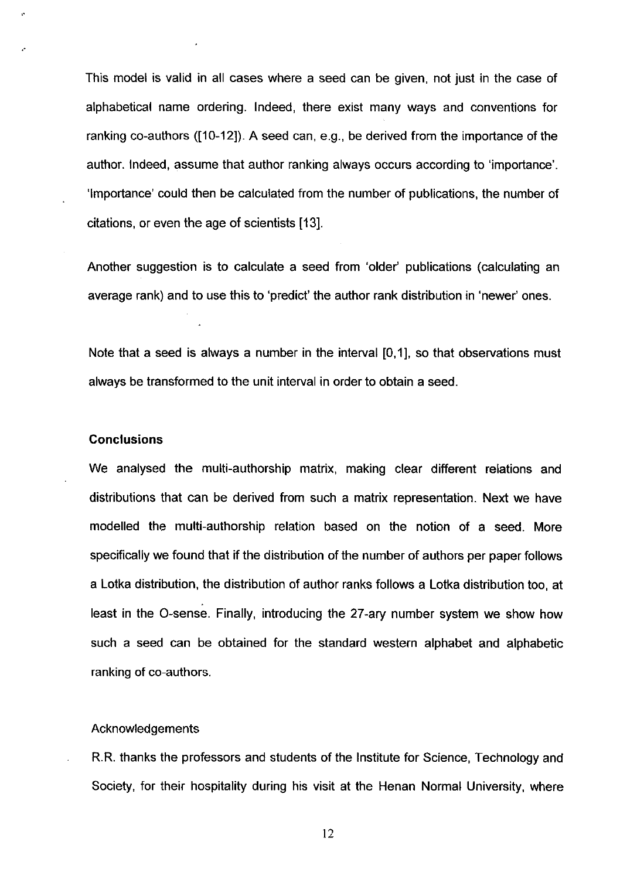This model is valid in all cases where a seed can be given, not just in the case of alphabetical name ordering. Indeed, there exist many ways and conventions for ranking co-authors ([10-12]). A seed can, e.g., be derived from the importance of the author. Indeed, assume that author ranking always occurs according to 'importance'. 'Importance' could then be calculated from the number of publications, the number of citations, or even the age of scientists [13].

Another suggestion is to calculate a seed from 'older' publications (calculating an average rank) and to use this to 'predict' the author rank distribution in 'newer' ones.

Note that a seed is always a number in the interval [0,1], so that observations must always be transformed to the unit interval in order to obtain a seed.

### Conclusions

We analysed the multi-authorship matrix, making clear different relations and distributions that can be derived from such a matrix representation. Next we have modelled the multi-authorship relation based on the notion of a seed. More specifically we found that if the distribution of the number of authors per paper follows a Lotka distribution, the distribution of author ranks follows a Lotka distribution too, at least in the O-sense. Finally, introducing the 27-ary number system we show how such a seed can be obtained for the standard western alphabet and alphabetic ranking of co-authors.

Acknowledgements

R.R. thanks the professors and students of the Institute for Science, Technology and Society, for their hospitality during his visit at the Henan Normal University, where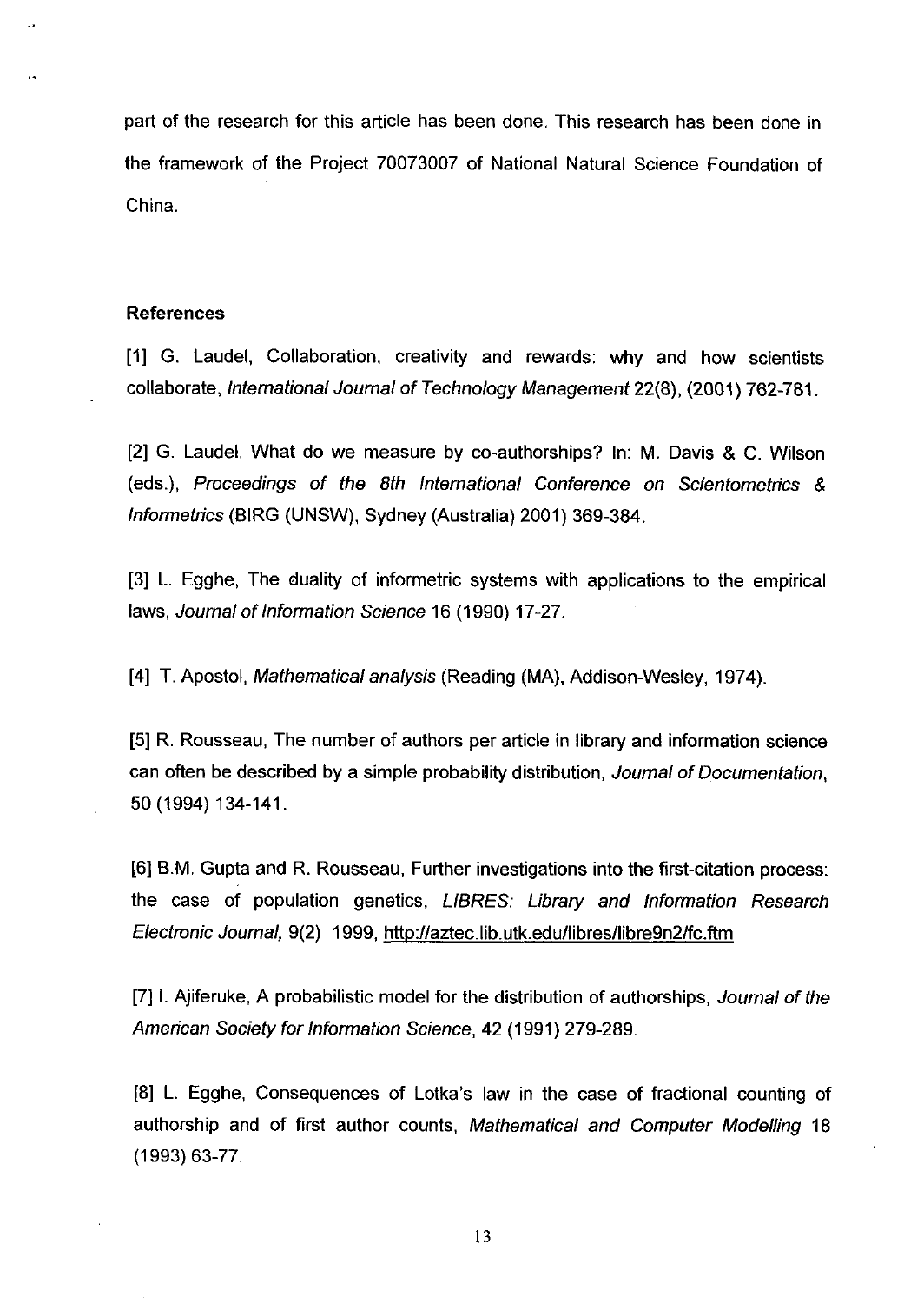part of the research for this article has been done. This research has been done in the framework of the Project 70073007 of National Natural Science Foundation of China.

## References

[1] G. Laudel, Collaboration, creativity and rewards: why and how scientists collaborate, *International Journal of Technology Management* 22(8), (2001) 762-781.

[2] G. Laudel, What do we measure by co-authorships? In: M. Davis & C. Wilson (eds.), *Proceedings of the 8th International Conference on Scientometrics & Informetrics* (BIRG (UNSW), Sydney (Australia) 2001) 369-384.

[3] L. Egghe, The duality of informetric systems with applications to the empirical laws, *Journal of Information Science* 16 (1990) 17-27.

[4] T. Apostol, *Mathematical analysis* (Reading (MA), Addison-Wesley, 1974).

[5] R. Rousseau, The number of authors per article in library and information science can often be described by a simple probability distribution, *Journal of Documentation*, 50 (1994) 134-141.

[6] B.M. Gupta and R. Rousseau, Further investigations into the first-citation process: the case of population genetics, *LIBRES: Library and Information Research Electronic Journal,* 9(2) 1999, http://aztec.lib.utk.edu/libres/libre9n2/fc.ftm

[7] I. Ajiferuke, A probabilistic model for the distribution of authorships, *Journal of the American Society for Information Science*, 42 (1991) 279-289.

[8] L. Egghe, Consequences of Lotka's law in the case of fractional counting of authorship and of first author counts, *Mathematical and Computer Modelling* 18 (1993) 63-77.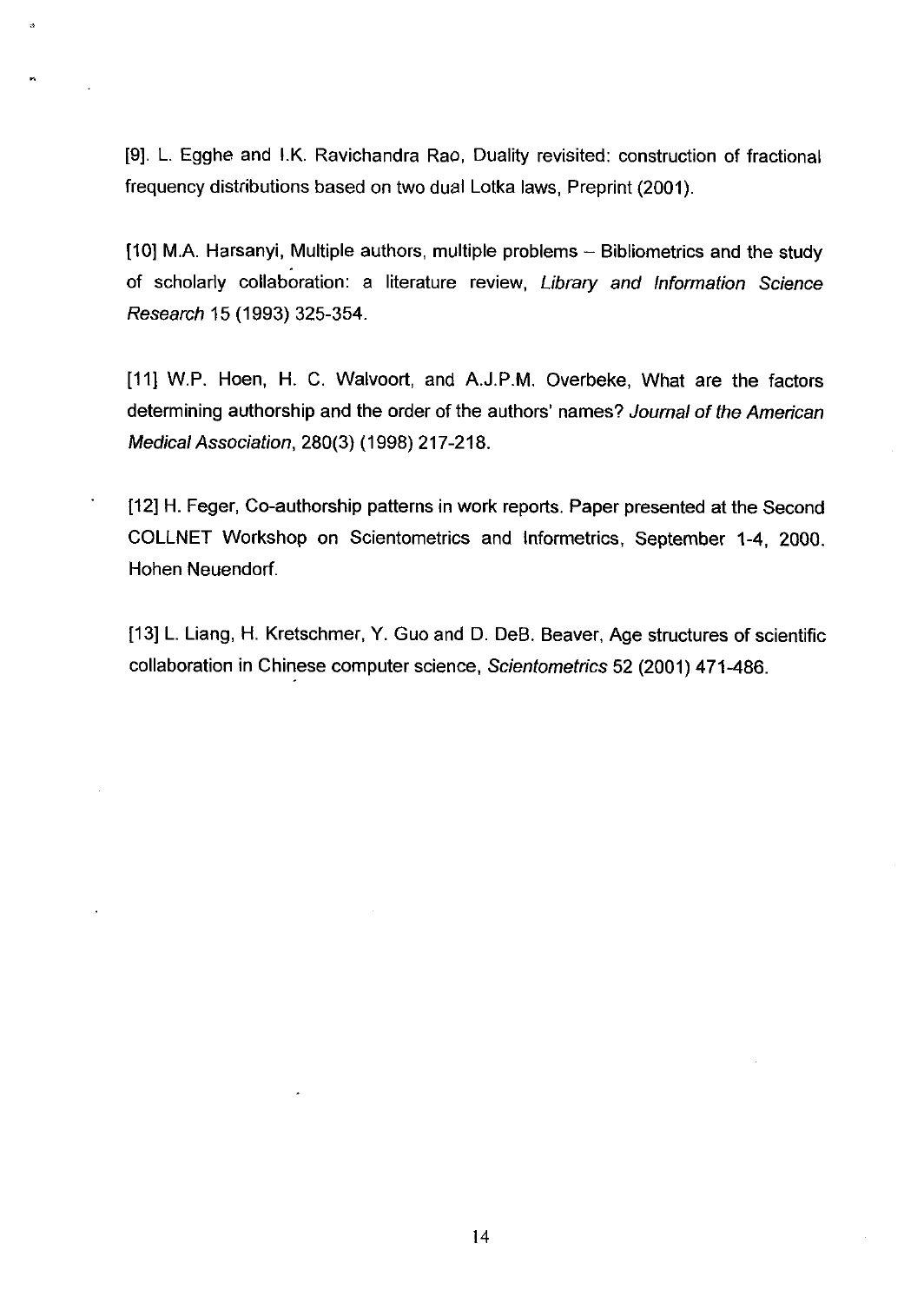[9]. L. Egghe and I.K. Ravichandra Rao, Duality revisited: construction of fractional frequency distributions based on two dual Lotka laws, Preprint (2001).

[10] M.A. Harsanyi, Multiple authors, multiple problems – Bibliometrics and the study of scholarly collaboration: a literature review, *Library and Information Science Research* 15 (1993) 325-354.

[11] W.P. Hoen, H. C. Walvoort, and A.J.P.M. Overbeke, What are the factors determining authorship and the order of the authors' names? *Journal of the American Medical Association*, 280(3) (1998) 217-218.

[12] H. Feger, Co-authorship patterns in work reports. Paper presented at the Second COLLNET Workshop on Scientometrics and Informetrics, September 1-4, 2000. Hohen Neuendorf.

[13] L. Liang, H. Kretschmer, Y. Guo and D. DeB. Beaver, Age structures of scientific collaboration in Chinese computer science, *Scientometrics* 52 (2001) 471-486.